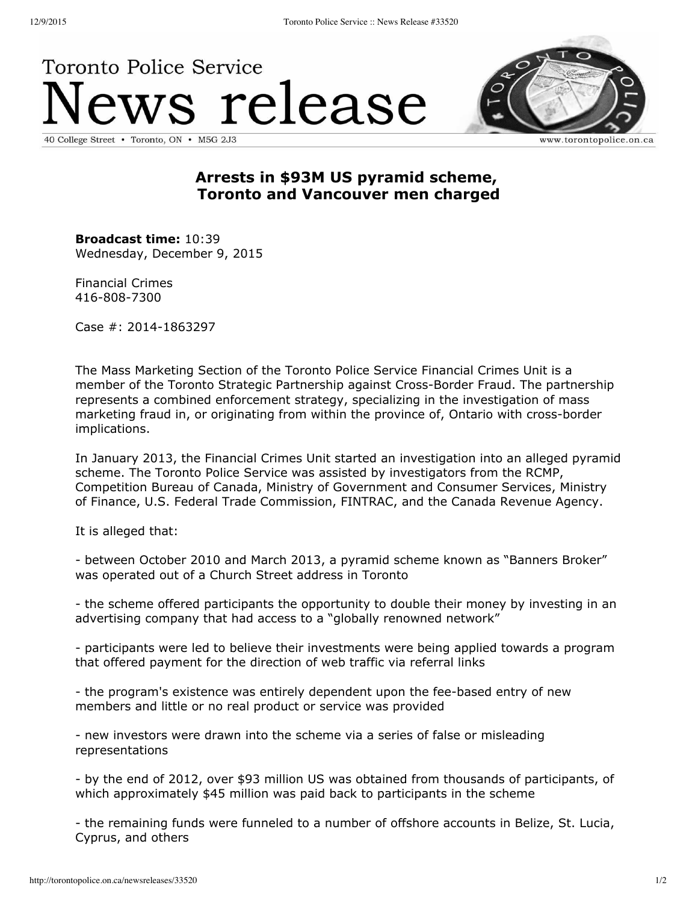Toronto Police Service

# News release

40 College Street • Toronto, ON • M5G 2J3

www.torontopolice.on.ca

## Arrests in $93M US pyramid scheme, Toronto and Vancouver men charged

**Broadcast time:** 10:39
Wednesday, December 9, 2015

Financial Crimes
416-808-7300

Case #: 2014-1863297

The Mass Marketing Section of the Toronto Police Service Financial Crimes Unit is a member of the Toronto Strategic Partnership against Cross-Border Fraud. The partnership represents a combined enforcement strategy, specializing in the investigation of mass marketing fraud in, or originating from within the province of, Ontario with cross-border implications.

In January 2013, the Financial Crimes Unit started an investigation into an alleged pyramid scheme. The Toronto Police Service was assisted by investigators from the RCMP, Competition Bureau of Canada, Ministry of Government and Consumer Services, Ministry of Finance, U.S. Federal Trade Commission, FINTRAC, and the Canada Revenue Agency.

It is alleged that:

- between October 2010 and March 2013, a pyramid scheme known as “Banners Broker” was operated out of a Church Street address in Toronto

- the scheme offered participants the opportunity to double their money by investing in an advertising company that had access to a “globally renowned network”

- participants were led to believe their investments were being applied towards a program that offered payment for the direction of web traffic via referral links

- the program's existence was entirely dependent upon the fee-based entry of new members and little or no real product or service was provided

- new investors were drawn into the scheme via a series of false or misleading representations

- by the end of 2012, over $93 million US was obtained from thousands of participants, of which approximately $45 million was paid back to participants in the scheme

- the remaining funds were funneled to a number of offshore accounts in Belize, St. Lucia, Cyprus, and others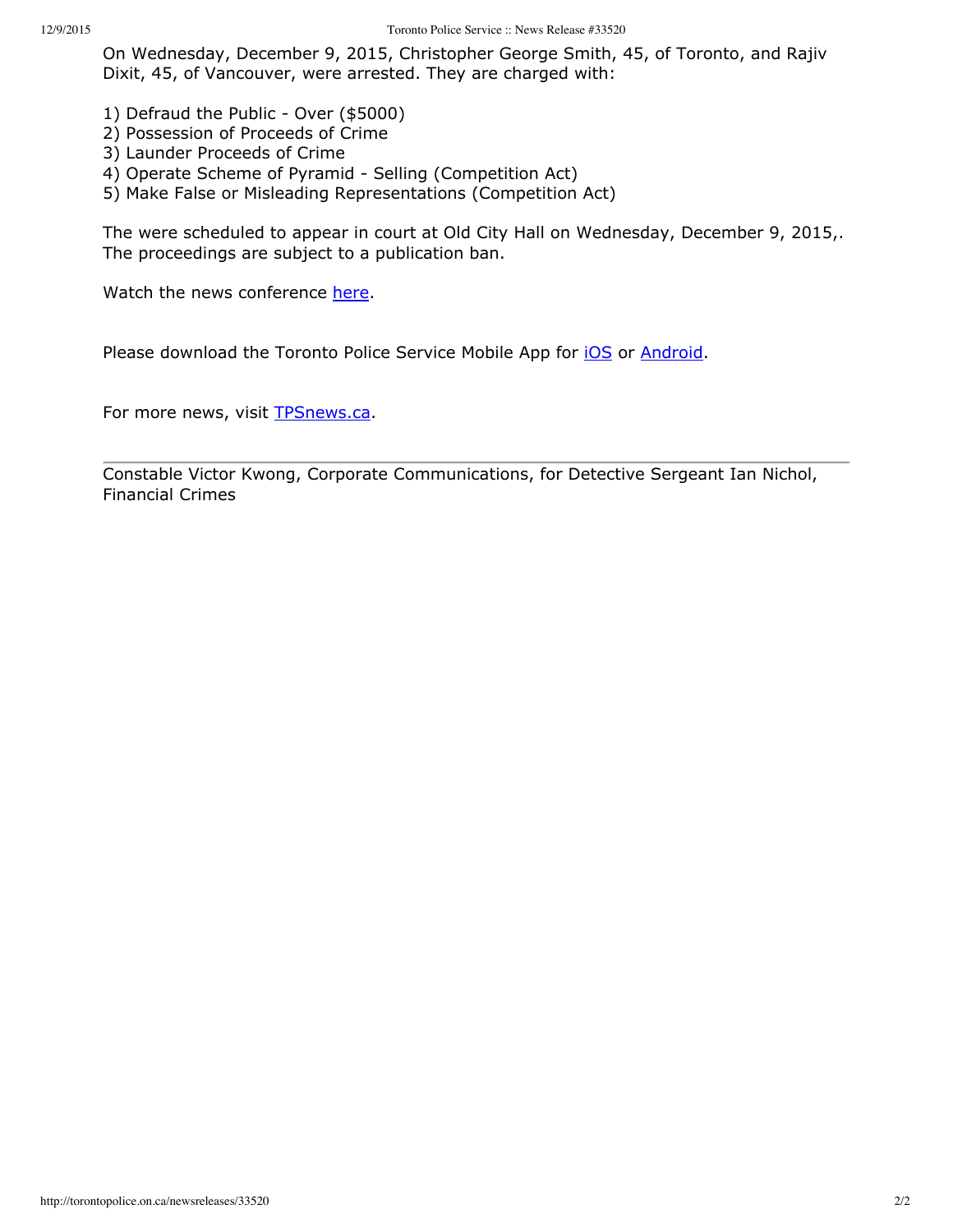On Wednesday, December 9, 2015, Christopher George Smith, 45, of Toronto, and Rajiv Dixit, 45, of Vancouver, were arrested. They are charged with:

1) Defraud the Public - Over ($5000)
2) Possession of Proceeds of Crime
3) Launder Proceeds of Crime
4) Operate Scheme of Pyramid - Selling (Competition Act)
5) Make False or Misleading Representations (Competition Act)

The were scheduled to appear in court at Old City Hall on Wednesday, December 9, 2015,. The proceedings are subject to a publication ban.

Watch the news conference here.

Please download the Toronto Police Service Mobile App for iOS or Android.

For more news, visit TPSnews.ca.

---

Constable Victor Kwong, Corporate Communications, for Detective Sergeant Ian Nichol, Financial Crimes